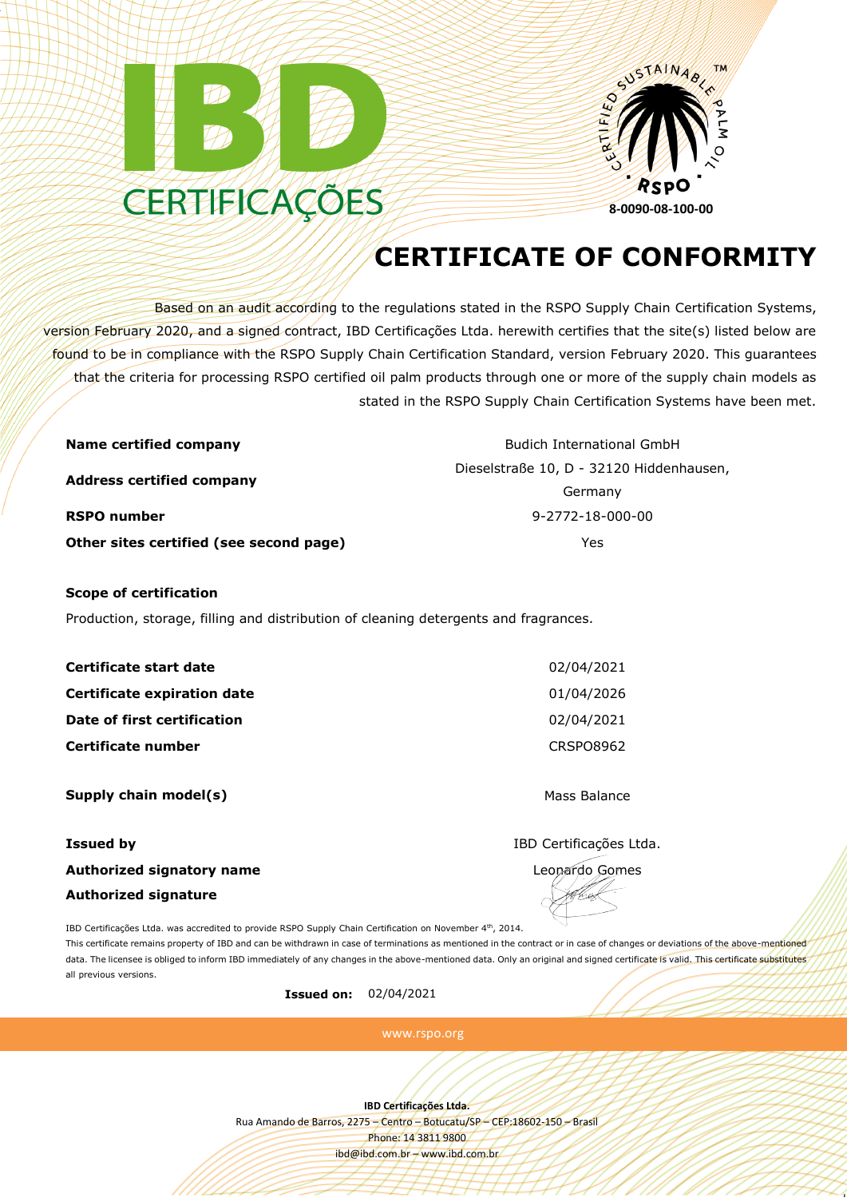IBD CERTIFICAÇÕES

CERTIFIED SUSTAINABLE PALM OIL ™ RSPO

8-0090-08-100-00

# CERTIFICATE OF CONFORMITY

Based on an audit according to the regulations stated in the RSPO Supply Chain Certification Systems, version February 2020, and a signed contract, IBD Certificações Ltda. herewith certifies that the site(s) listed below are found to be in compliance with the RSPO Supply Chain Certification Standard, version February 2020. This guarantees that the criteria for processing RSPO certified oil palm products through one or more of the supply chain models as stated in the RSPO Supply Chain Certification Systems have been met.

| | |
|---|---|
| **Name certified company** | Budich International GmbH |
| **Address certified company** | Dieselstraße 10, D - 32120 Hiddenhausen, Germany |
| **RSPO number** | 9-2772-18-000-00 |
| **Other sites certified (see second page)** | Yes |

**Scope of certification**

Production, storage, filling and distribution of cleaning detergents and fragrances.

| | |
|---|---|
| **Certificate start date** | 02/04/2021 |
| **Certificate expiration date** | 01/04/2026 |
| **Date of first certification** | 02/04/2021 |
| **Certificate number** | CRSPO8962 |
| **Supply chain model(s)** | Mass Balance |
| **Issued by** | IBD Certificações Ltda. |
| **Authorized signatory name** | Leonardo Gomes |
| **Authorized signature** | |

IBD Certificações Ltda. was accredited to provide RSPO Supply Chain Certification on November 4th, 2014.

This certificate remains property of IBD and can be withdrawn in case of terminations as mentioned in the contract or in case of changes or deviations of the above-mentioned data. The licensee is obliged to inform IBD immediately of any changes in the above-mentioned data. Only an original and signed certificate is valid. This certificate substitutes all previous versions.

**Issued on:** 02/04/2021

www.rspo.org

**IBD Certificações Ltda.**
Rua Amando de Barros, 2275 – Centro – Botucatu/SP – CEP:18602-150 – Brasil
Phone: 14 3811 9800
ibd@ibd.com.br – www.ibd.com.br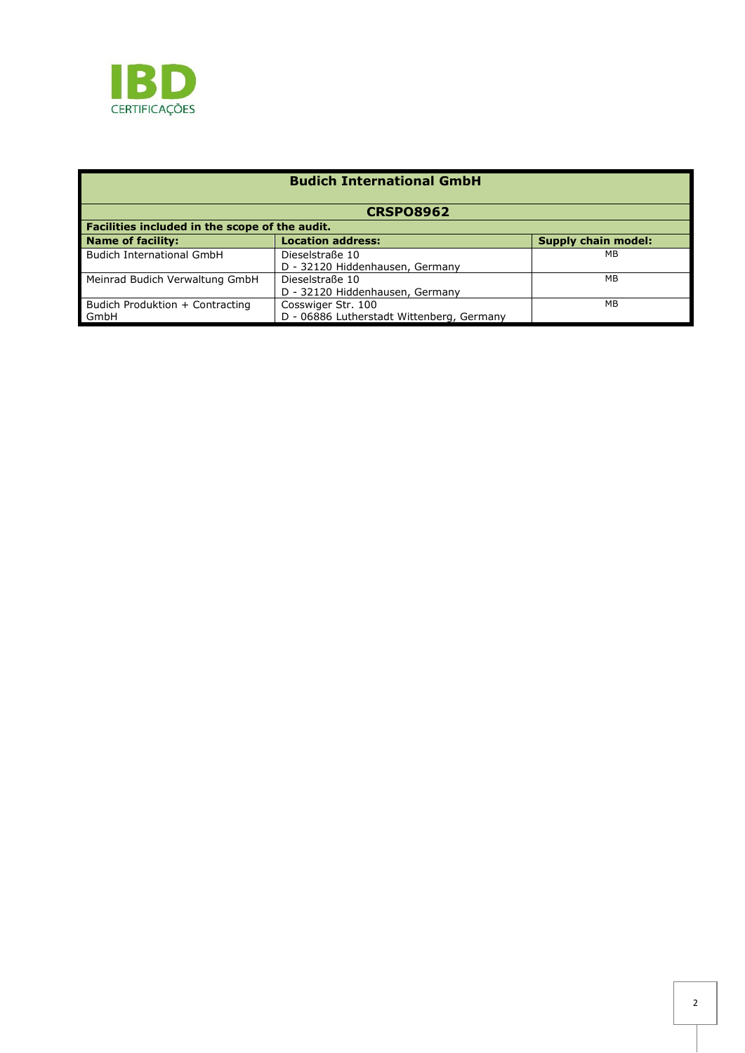IBD
CERTIFICAÇÕES

| Budich International GmbH | | |
|---|---|---|
| **CRSPO8962** | | |
| **Facilities included in the scope of the audit.** | | |
| **Name of facility:** | **Location address:** | **Supply chain model:** |
| Budich International GmbH | Dieselstraße 10<br>D - 32120 Hiddenhausen, Germany | MB |
| Meinrad Budich Verwaltung GmbH | Dieselstraße 10<br>D - 32120 Hiddenhausen, Germany | MB |
| Budich Produktion + Contracting GmbH | Coswiger Str. 100<br>D - 06886 Lutherstadt Wittenberg, Germany | MB |